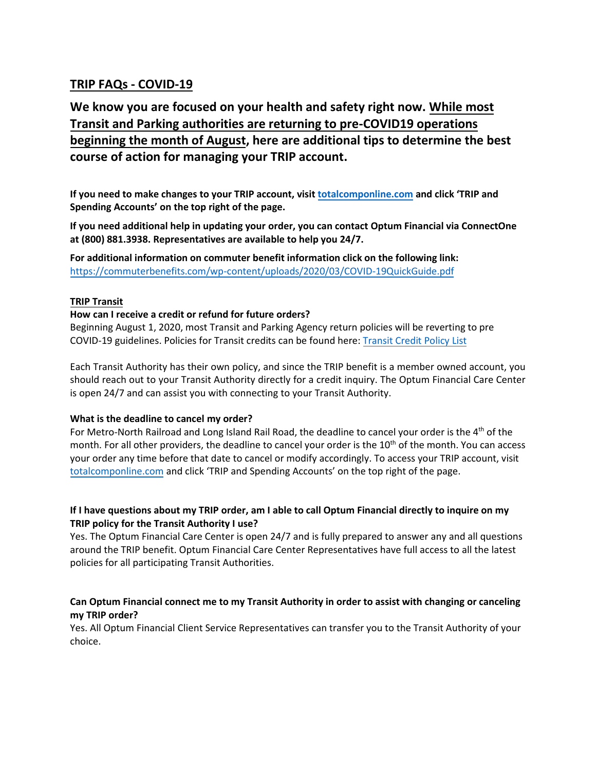# TRIP FAQs - COVID-19

## We know you are focused on your health and safety right now. While most Transit and Parking authorities are returning to pre-COVID19 operations beginning the month of August, here are additional tips to determine the best course of action for managing your TRIP account.

**If you need to make changes to your TRIP account, visit [totalcomponline.com](totalcomponline.com) and click 'TRIP and Spending Accounts' on the top right of the page.**

**If you need additional help in updating your order, you can contact Optum Financial via ConnectOne at (800) 881.3938. Representatives are available to help you 24/7.**

**For additional information on commuter benefit information click on the following link:** [https://commuterbenefits.com/wp-content/uploads/2020/03/COVID-19QuickGuide.pdf](https://commuterbenefits.com/wp-content/uploads/2020/03/COVID-19QuickGuide.pdf)

### TRIP Transit

**How can I receive a credit or refund for future orders?**

Beginning August 1, 2020, most Transit and Parking Agency return policies will be reverting to pre COVID-19 guidelines. Policies for Transit credits can be found here: Transit Credit Policy List

Each Transit Authority has their own policy, and since the TRIP benefit is a member owned account, you should reach out to your Transit Authority directly for a credit inquiry. The Optum Financial Care Center is open 24/7 and can assist you with connecting to your Transit Authority.

**What is the deadline to cancel my order?**

For Metro-North Railroad and Long Island Rail Road, the deadline to cancel your order is the 4th of the month. For all other providers, the deadline to cancel your order is the 10th of the month. You can access your order any time before that date to cancel or modify accordingly. To access your TRIP account, visit [totalcomponline.com](totalcomponline.com) and click 'TRIP and Spending Accounts' on the top right of the page.

**If I have questions about my TRIP order, am I able to call Optum Financial directly to inquire on my TRIP policy for the Transit Authority I use?**

Yes. The Optum Financial Care Center is open 24/7 and is fully prepared to answer any and all questions around the TRIP benefit. Optum Financial Care Center Representatives have full access to all the latest policies for all participating Transit Authorities.

**Can Optum Financial connect me to my Transit Authority in order to assist with changing or canceling my TRIP order?**

Yes. All Optum Financial Client Service Representatives can transfer you to the Transit Authority of your choice.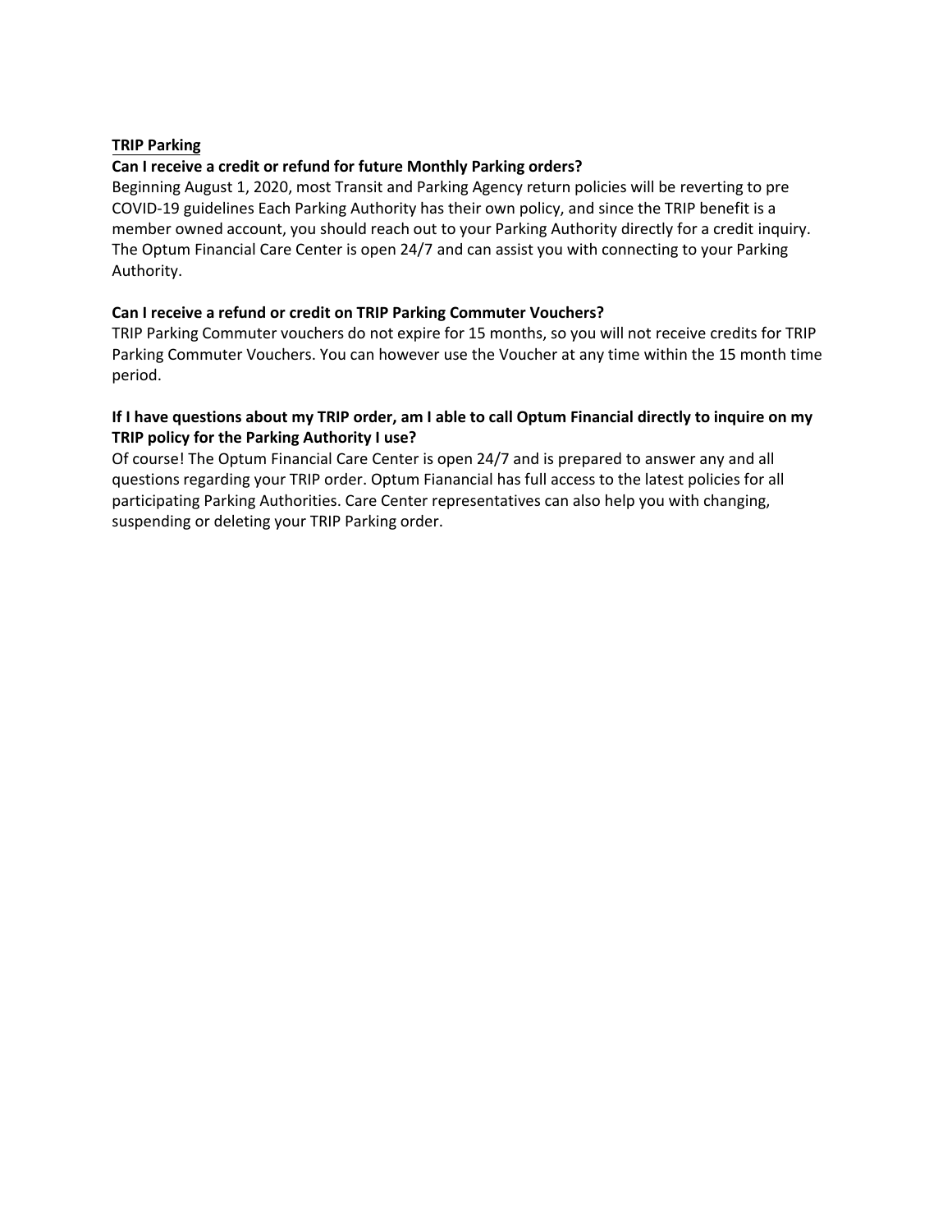## TRIP Parking

**Can I receive a credit or refund for future Monthly Parking orders?**

Beginning August 1, 2020, most Transit and Parking Agency return policies will be reverting to pre COVID-19 guidelines Each Parking Authority has their own policy, and since the TRIP benefit is a member owned account, you should reach out to your Parking Authority directly for a credit inquiry. The Optum Financial Care Center is open 24/7 and can assist you with connecting to your Parking Authority.

**Can I receive a refund or credit on TRIP Parking Commuter Vouchers?**

TRIP Parking Commuter vouchers do not expire for 15 months, so you will not receive credits for TRIP Parking Commuter Vouchers. You can however use the Voucher at any time within the 15 month time period.

**If I have questions about my TRIP order, am I able to call Optum Financial directly to inquire on my TRIP policy for the Parking Authority I use?**

Of course! The Optum Financial Care Center is open 24/7 and is prepared to answer any and all questions regarding your TRIP order. Optum Fianancial has full access to the latest policies for all participating Parking Authorities. Care Center representatives can also help you with changing, suspending or deleting your TRIP Parking order.